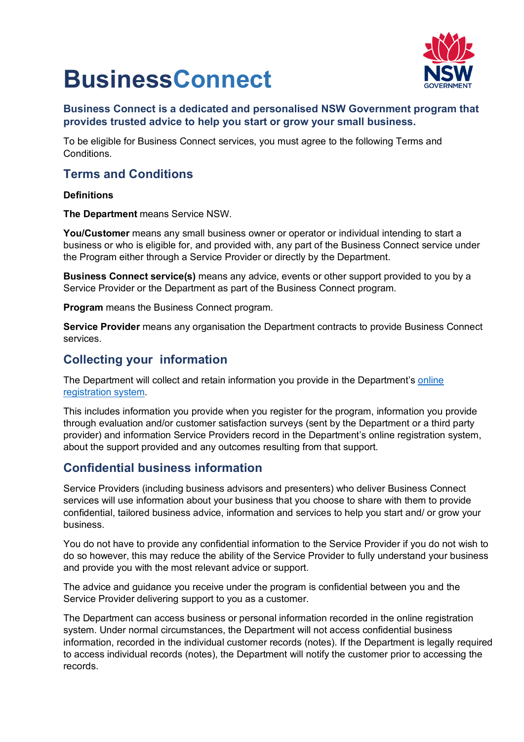# BusinessConnect

**Business Connect is a dedicated and personalised NSW Government program that provides trusted advice to help you start or grow your small business.**

To be eligible for Business Connect services, you must agree to the following Terms and Conditions.

## Terms and Conditions

**Definitions**

**The Department** means Service NSW.

**You/Customer** means any small business owner or operator or individual intending to start a business or who is eligible for, and provided with, any part of the Business Connect service under the Program either through a Service Provider or directly by the Department.

**Business Connect service(s)** means any advice, events or other support provided to you by a Service Provider or the Department as part of the Business Connect program.

**Program** means the Business Connect program.

**Service Provider** means any organisation the Department contracts to provide Business Connect services.

## Collecting your information

The Department will collect and retain information you provide in the Department's online registration system.

This includes information you provide when you register for the program, information you provide through evaluation and/or customer satisfaction surveys (sent by the Department or a third party provider) and information Service Providers record in the Department's online registration system, about the support provided and any outcomes resulting from that support.

## Confidential business information

Service Providers (including business advisors and presenters) who deliver Business Connect services will use information about your business that you choose to share with them to provide confidential, tailored business advice, information and services to help you start and/ or grow your business.

You do not have to provide any confidential information to the Service Provider if you do not wish to do so however, this may reduce the ability of the Service Provider to fully understand your business and provide you with the most relevant advice or support.

The advice and guidance you receive under the program is confidential between you and the Service Provider delivering support to you as a customer.

The Department can access business or personal information recorded in the online registration system. Under normal circumstances, the Department will not access confidential business information, recorded in the individual customer records (notes). If the Department is legally required to access individual records (notes), the Department will notify the customer prior to accessing the records.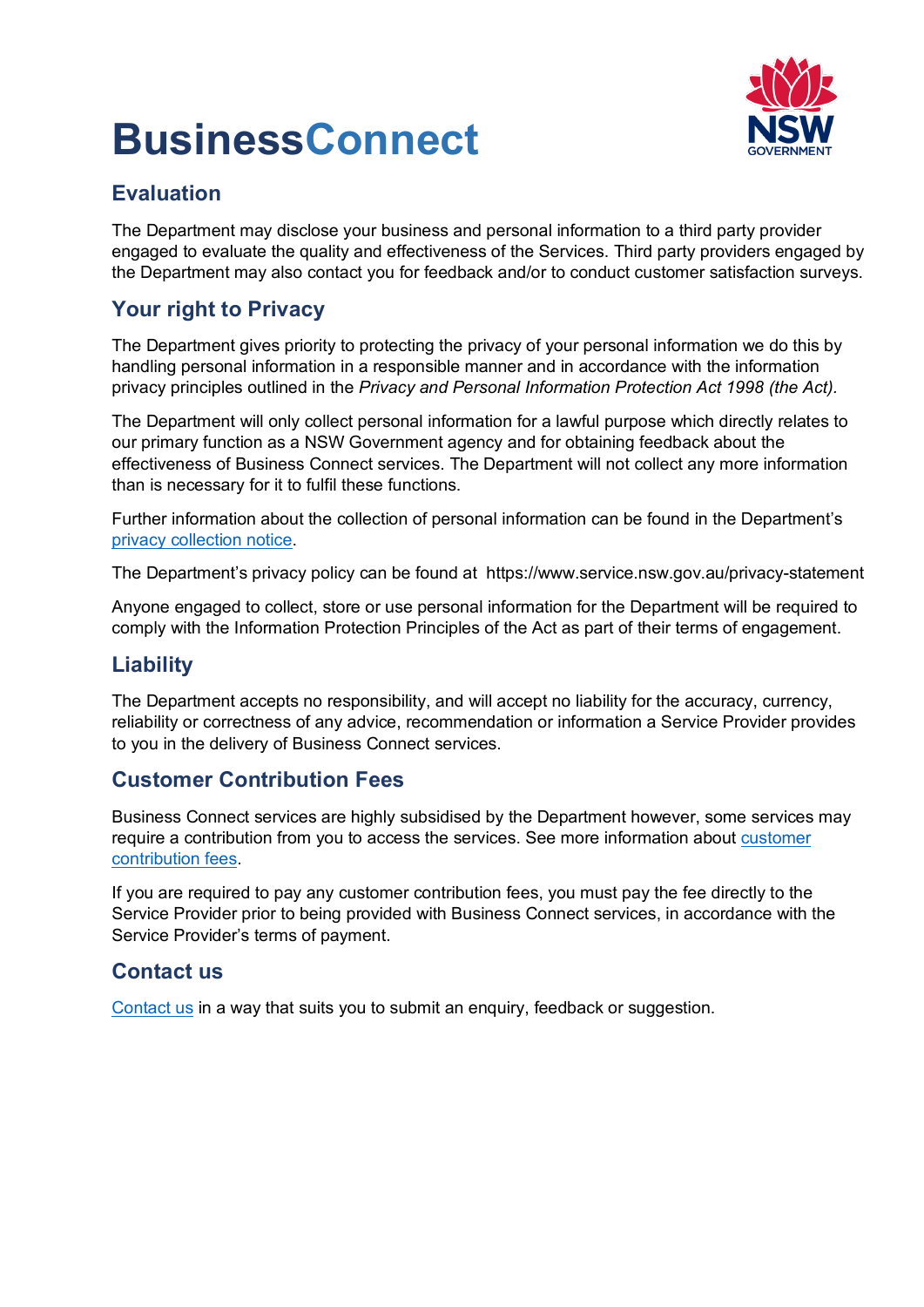# BusinessConnect

## Evaluation

The Department may disclose your business and personal information to a third party provider engaged to evaluate the quality and effectiveness of the Services. Third party providers engaged by the Department may also contact you for feedback and/or to conduct customer satisfaction surveys.

## Your right to Privacy

The Department gives priority to protecting the privacy of your personal information we do this by handling personal information in a responsible manner and in accordance with the information privacy principles outlined in the *Privacy and Personal Information Protection Act 1998 (the Act).*

The Department will only collect personal information for a lawful purpose which directly relates to our primary function as a NSW Government agency and for obtaining feedback about the effectiveness of Business Connect services. The Department will not collect any more information than is necessary for it to fulfil these functions.

Further information about the collection of personal information can be found in the Department's privacy collection notice.

The Department's privacy policy can be found at https://www.service.nsw.gov.au/privacy-statement

Anyone engaged to collect, store or use personal information for the Department will be required to comply with the Information Protection Principles of the Act as part of their terms of engagement.

## Liability

The Department accepts no responsibility, and will accept no liability for the accuracy, currency, reliability or correctness of any advice, recommendation or information a Service Provider provides to you in the delivery of Business Connect services.

## Customer Contribution Fees

Business Connect services are highly subsidised by the Department however, some services may require a contribution from you to access the services. See more information about customer contribution fees.

If you are required to pay any customer contribution fees, you must pay the fee directly to the Service Provider prior to being provided with Business Connect services, in accordance with the Service Provider's terms of payment.

## Contact us

Contact us in a way that suits you to submit an enquiry, feedback or suggestion.